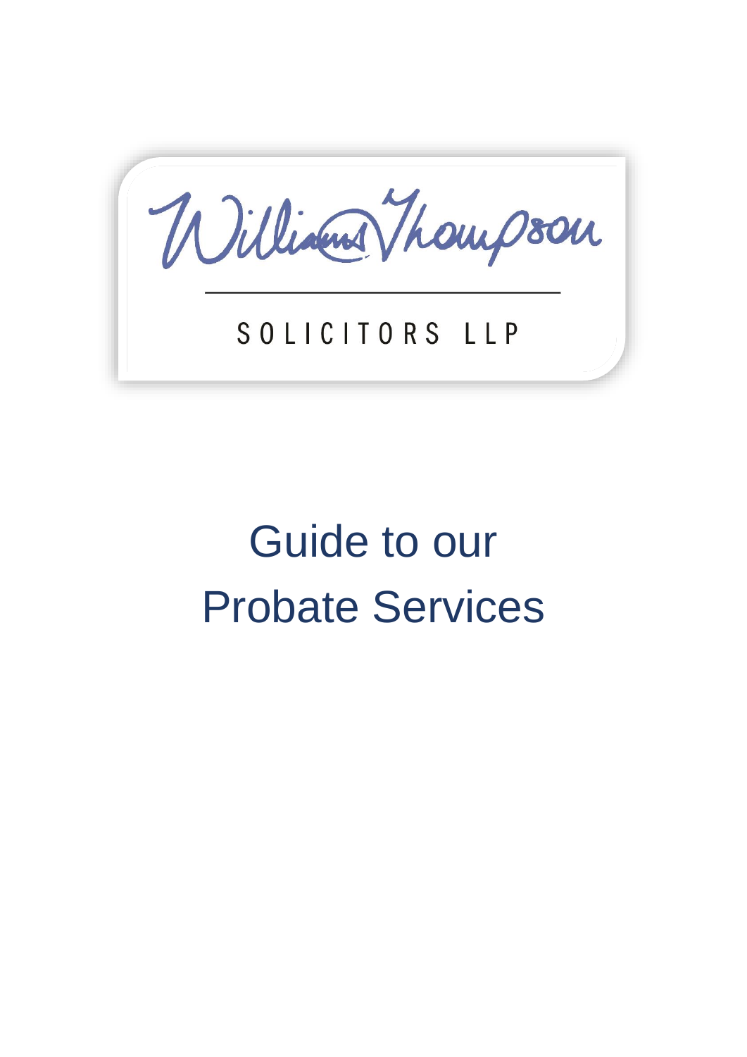Williams Thompson

SOLICITORS LLP

# Guide to our Probate Services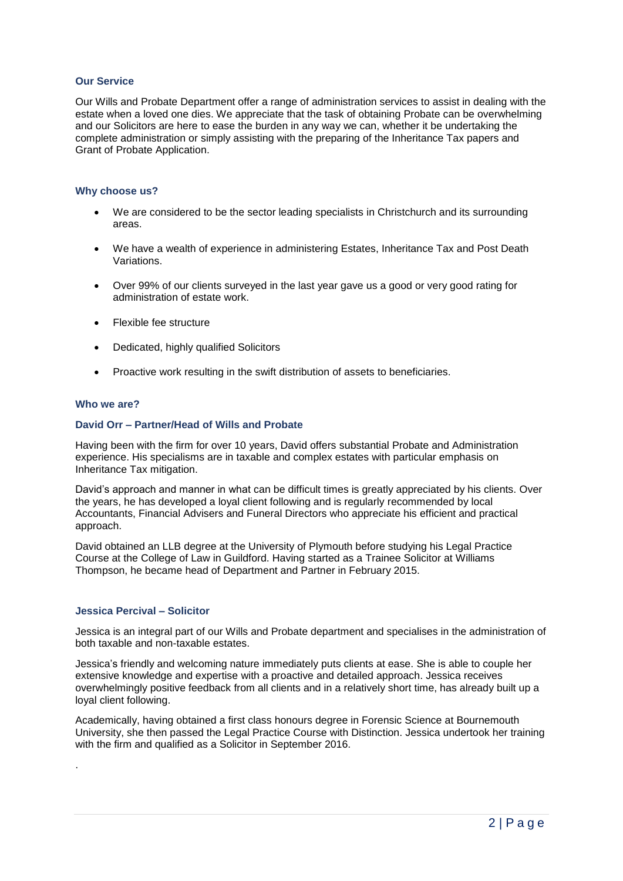## Our Service

Our Wills and Probate Department offer a range of administration services to assist in dealing with the estate when a loved one dies. We appreciate that the task of obtaining Probate can be overwhelming and our Solicitors are here to ease the burden in any way we can, whether it be undertaking the complete administration or simply assisting with the preparing of the Inheritance Tax papers and Grant of Probate Application.

## Why choose us?

- We are considered to be the sector leading specialists in Christchurch and its surrounding areas.
- We have a wealth of experience in administering Estates, Inheritance Tax and Post Death Variations.
- Over 99% of our clients surveyed in the last year gave us a good or very good rating for administration of estate work.
- Flexible fee structure
- Dedicated, highly qualified Solicitors
- Proactive work resulting in the swift distribution of assets to beneficiaries.

## Who we are?

### David Orr – Partner/Head of Wills and Probate

Having been with the firm for over 10 years, David offers substantial Probate and Administration experience. His specialisms are in taxable and complex estates with particular emphasis on Inheritance Tax mitigation.

David's approach and manner in what can be difficult times is greatly appreciated by his clients. Over the years, he has developed a loyal client following and is regularly recommended by local Accountants, Financial Advisers and Funeral Directors who appreciate his efficient and practical approach.

David obtained an LLB degree at the University of Plymouth before studying his Legal Practice Course at the College of Law in Guildford. Having started as a Trainee Solicitor at Williams Thompson, he became head of Department and Partner in February 2015.

### Jessica Percival – Solicitor

Jessica is an integral part of our Wills and Probate department and specialises in the administration of both taxable and non-taxable estates.

Jessica's friendly and welcoming nature immediately puts clients at ease. She is able to couple her extensive knowledge and expertise with a proactive and detailed approach. Jessica receives overwhelmingly positive feedback from all clients and in a relatively short time, has already built up a loyal client following.

Academically, having obtained a first class honours degree in Forensic Science at Bournemouth University, she then passed the Legal Practice Course with Distinction. Jessica undertook her training with the firm and qualified as a Solicitor in September 2016.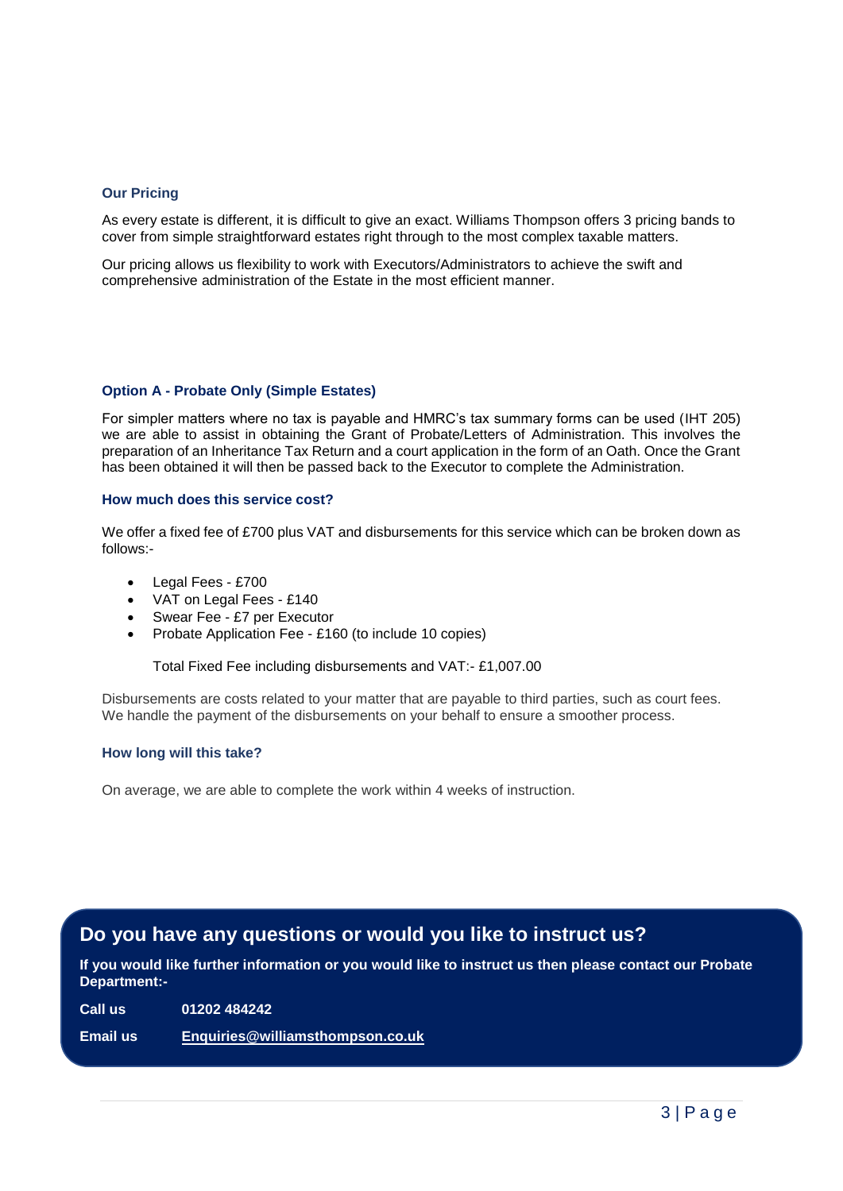### Our Pricing

As every estate is different, it is difficult to give an exact. Williams Thompson offers 3 pricing bands to cover from simple straightforward estates right through to the most complex taxable matters.

Our pricing allows us flexibility to work with Executors/Administrators to achieve the swift and comprehensive administration of the Estate in the most efficient manner.

### Option A - Probate Only (Simple Estates)

For simpler matters where no tax is payable and HMRC's tax summary forms can be used (IHT 205) we are able to assist in obtaining the Grant of Probate/Letters of Administration. This involves the preparation of an Inheritance Tax Return and a court application in the form of an Oath. Once the Grant has been obtained it will then be passed back to the Executor to complete the Administration.

#### How much does this service cost?

We offer a fixed fee of £700 plus VAT and disbursements for this service which can be broken down as follows:-

- Legal Fees - £700
- VAT on Legal Fees - £140
- Swear Fee - £7 per Executor
- Probate Application Fee - £160 (to include 10 copies)

Total Fixed Fee including disbursements and VAT:- £1,007.00

Disbursements are costs related to your matter that are payable to third parties, such as court fees. We handle the payment of the disbursements on your behalf to ensure a smoother process.

#### How long will this take?

On average, we are able to complete the work within 4 weeks of instruction.

## Do you have any questions or would you like to instruct us?

**If you would like further information or you would like to instruct us then please contact our Probate Department:-**

**Call us** **01202 484242**

**Email us** **Enquiries@williamsthompson.co.uk**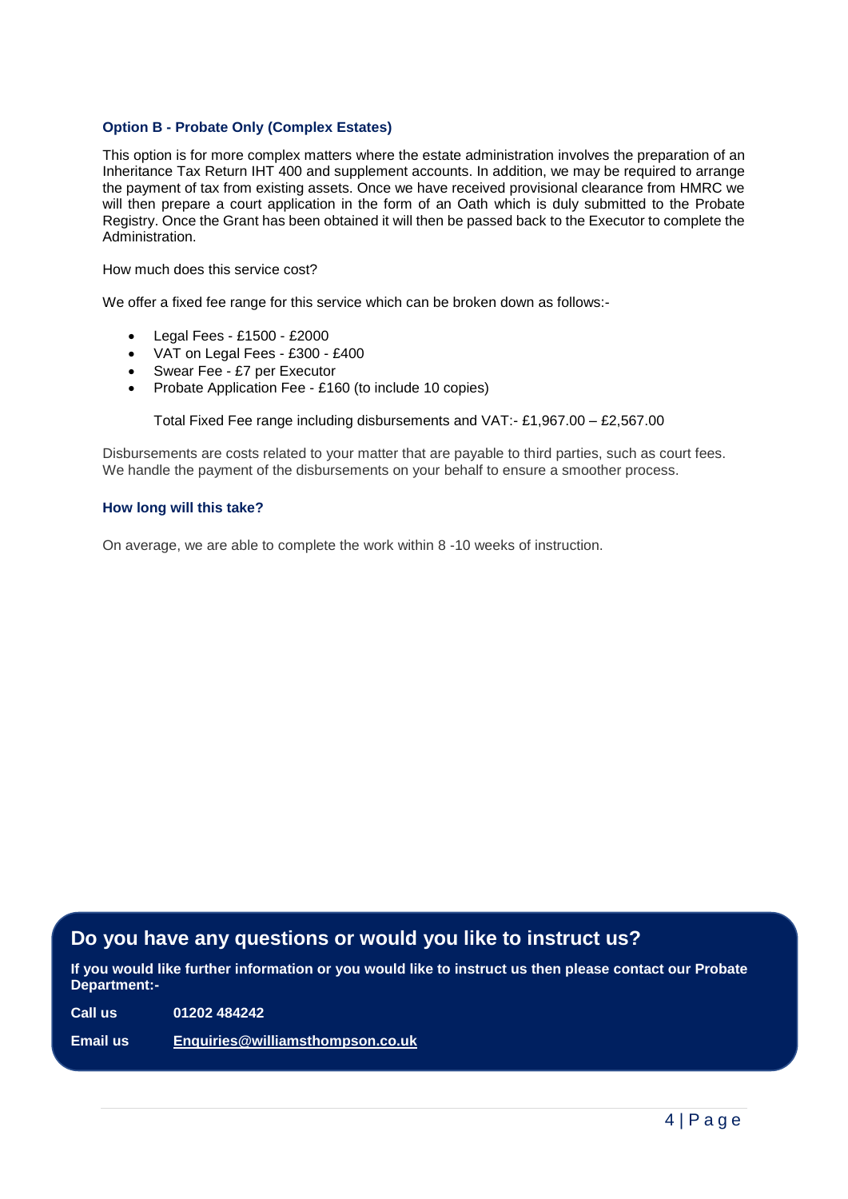### Option B - Probate Only (Complex Estates)

This option is for more complex matters where the estate administration involves the preparation of an Inheritance Tax Return IHT 400 and supplement accounts. In addition, we may be required to arrange the payment of tax from existing assets. Once we have received provisional clearance from HMRC we will then prepare a court application in the form of an Oath which is duly submitted to the Probate Registry. Once the Grant has been obtained it will then be passed back to the Executor to complete the Administration.

How much does this service cost?

We offer a fixed fee range for this service which can be broken down as follows:-

- Legal Fees - £1500 - £2000
- VAT on Legal Fees - £300 - £400
- Swear Fee - £7 per Executor
- Probate Application Fee - £160 (to include 10 copies)

Total Fixed Fee range including disbursements and VAT:- £1,967.00 – £2,567.00

Disbursements are costs related to your matter that are payable to third parties, such as court fees. We handle the payment of the disbursements on your behalf to ensure a smoother process.

### How long will this take?

On average, we are able to complete the work within 8 -10 weeks of instruction.

## Do you have any questions or would you like to instruct us?

**If you would like further information or you would like to instruct us then please contact our Probate Department:-**

**Call us** **01202 484242**

**Email us** **Enquiries@williamsthompson.co.uk**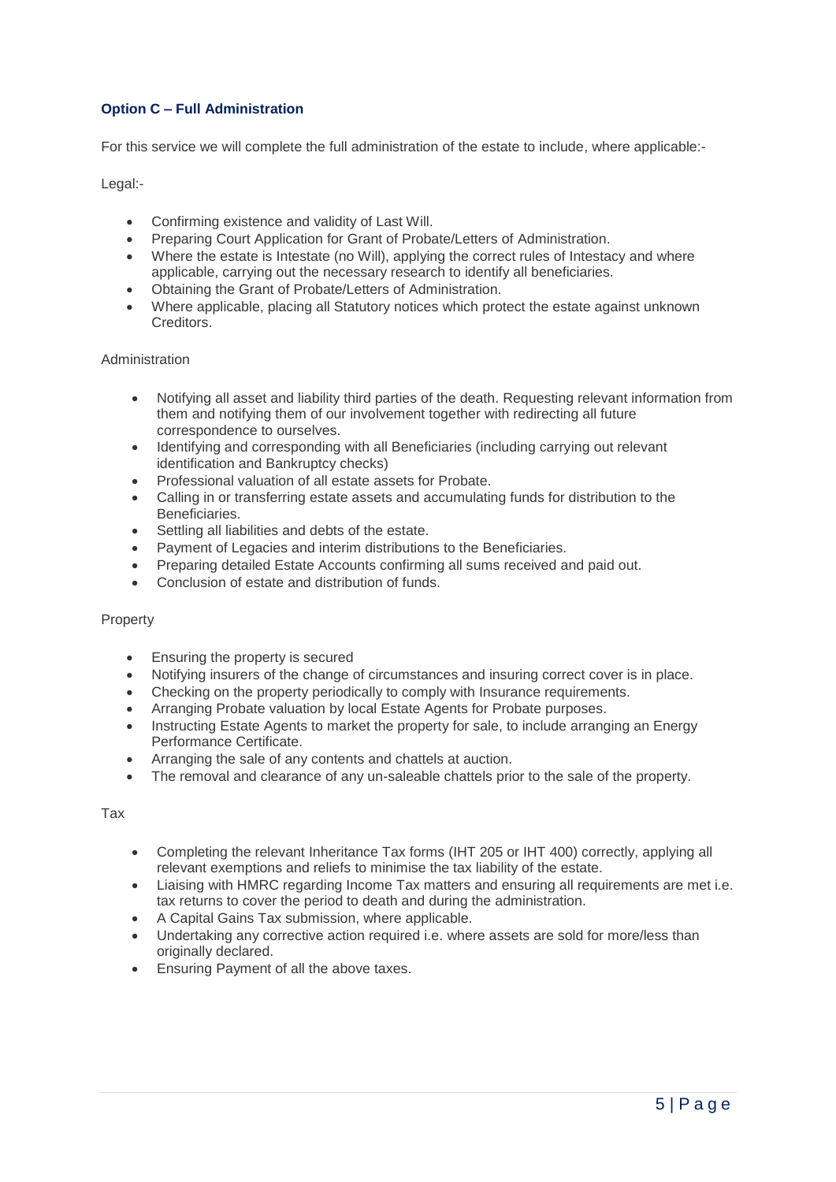### Option C – Full Administration

For this service we will complete the full administration of the estate to include, where applicable:-

Legal:-

- Confirming existence and validity of Last Will.
- Preparing Court Application for Grant of Probate/Letters of Administration.
- Where the estate is Intestate (no Will), applying the correct rules of Intestacy and where applicable, carrying out the necessary research to identify all beneficiaries.
- Obtaining the Grant of Probate/Letters of Administration.
- Where applicable, placing all Statutory notices which protect the estate against unknown Creditors.

Administration

- Notifying all asset and liability third parties of the death. Requesting relevant information from them and notifying them of our involvement together with redirecting all future correspondence to ourselves.
- Identifying and corresponding with all Beneficiaries (including carrying out relevant identification and Bankruptcy checks)
- Professional valuation of all estate assets for Probate.
- Calling in or transferring estate assets and accumulating funds for distribution to the Beneficiaries.
- Settling all liabilities and debts of the estate.
- Payment of Legacies and interim distributions to the Beneficiaries.
- Preparing detailed Estate Accounts confirming all sums received and paid out.
- Conclusion of estate and distribution of funds.

Property

- Ensuring the property is secured
- Notifying insurers of the change of circumstances and insuring correct cover is in place.
- Checking on the property periodically to comply with Insurance requirements.
- Arranging Probate valuation by local Estate Agents for Probate purposes.
- Instructing Estate Agents to market the property for sale, to include arranging an Energy Performance Certificate.
- Arranging the sale of any contents and chattels at auction.
- The removal and clearance of any un-saleable chattels prior to the sale of the property.

Tax

- Completing the relevant Inheritance Tax forms (IHT 205 or IHT 400) correctly, applying all relevant exemptions and reliefs to minimise the tax liability of the estate.
- Liaising with HMRC regarding Income Tax matters and ensuring all requirements are met i.e. tax returns to cover the period to death and during the administration.
- A Capital Gains Tax submission, where applicable.
- Undertaking any corrective action required i.e. where assets are sold for more/less than originally declared.
- Ensuring Payment of all the above taxes.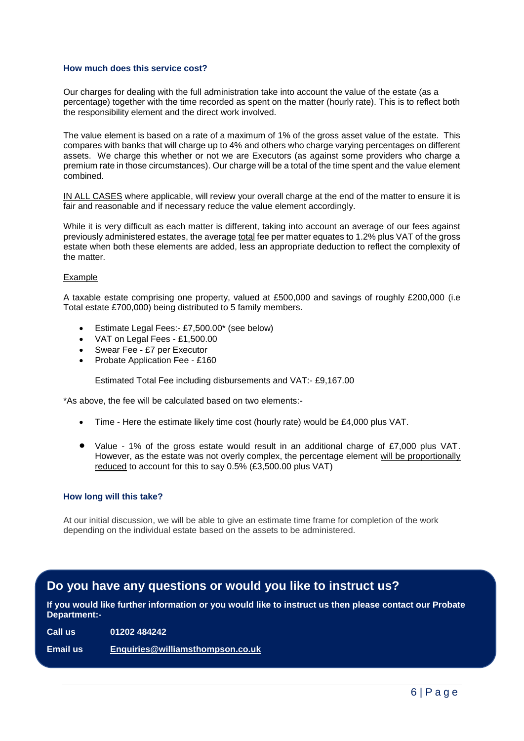### How much does this service cost?

Our charges for dealing with the full administration take into account the value of the estate (as a percentage) together with the time recorded as spent on the matter (hourly rate). This is to reflect both the responsibility element and the direct work involved.

The value element is based on a rate of a maximum of 1% of the gross asset value of the estate. This compares with banks that will charge up to 4% and others who charge varying percentages on different assets. We charge this whether or not we are Executors (as against some providers who charge a premium rate in those circumstances). Our charge will be a total of the time spent and the value element combined.

IN ALL CASES where applicable, will review your overall charge at the end of the matter to ensure it is fair and reasonable and if necessary reduce the value element accordingly.

While it is very difficult as each matter is different, taking into account an average of our fees against previously administered estates, the average total fee per matter equates to 1.2% plus VAT of the gross estate when both these elements are added, less an appropriate deduction to reflect the complexity of the matter.

Example

A taxable estate comprising one property, valued at £500,000 and savings of roughly £200,000 (i.e Total estate £700,000) being distributed to 5 family members.

- Estimate Legal Fees:- £7,500.00* (see below)
- VAT on Legal Fees - £1,500.00
- Swear Fee - £7 per Executor
- Probate Application Fee - £160

Estimated Total Fee including disbursements and VAT:- £9,167.00

*As above, the fee will be calculated based on two elements:-

- Time - Here the estimate likely time cost (hourly rate) would be £4,000 plus VAT.
- Value - 1% of the gross estate would result in an additional charge of £7,000 plus VAT. However, as the estate was not overly complex, the percentage element will be proportionally reduced to account for this to say 0.5% (£3,500.00 plus VAT)

### How long will this take?

At our initial discussion, we will be able to give an estimate time frame for completion of the work depending on the individual estate based on the assets to be administered.

## Do you have any questions or would you like to instruct us?

**If you would like further information or you would like to instruct us then please contact our Probate Department:-**

**Call us** 01202 484242

**Email us** Enquiries@williamsthompson.co.uk